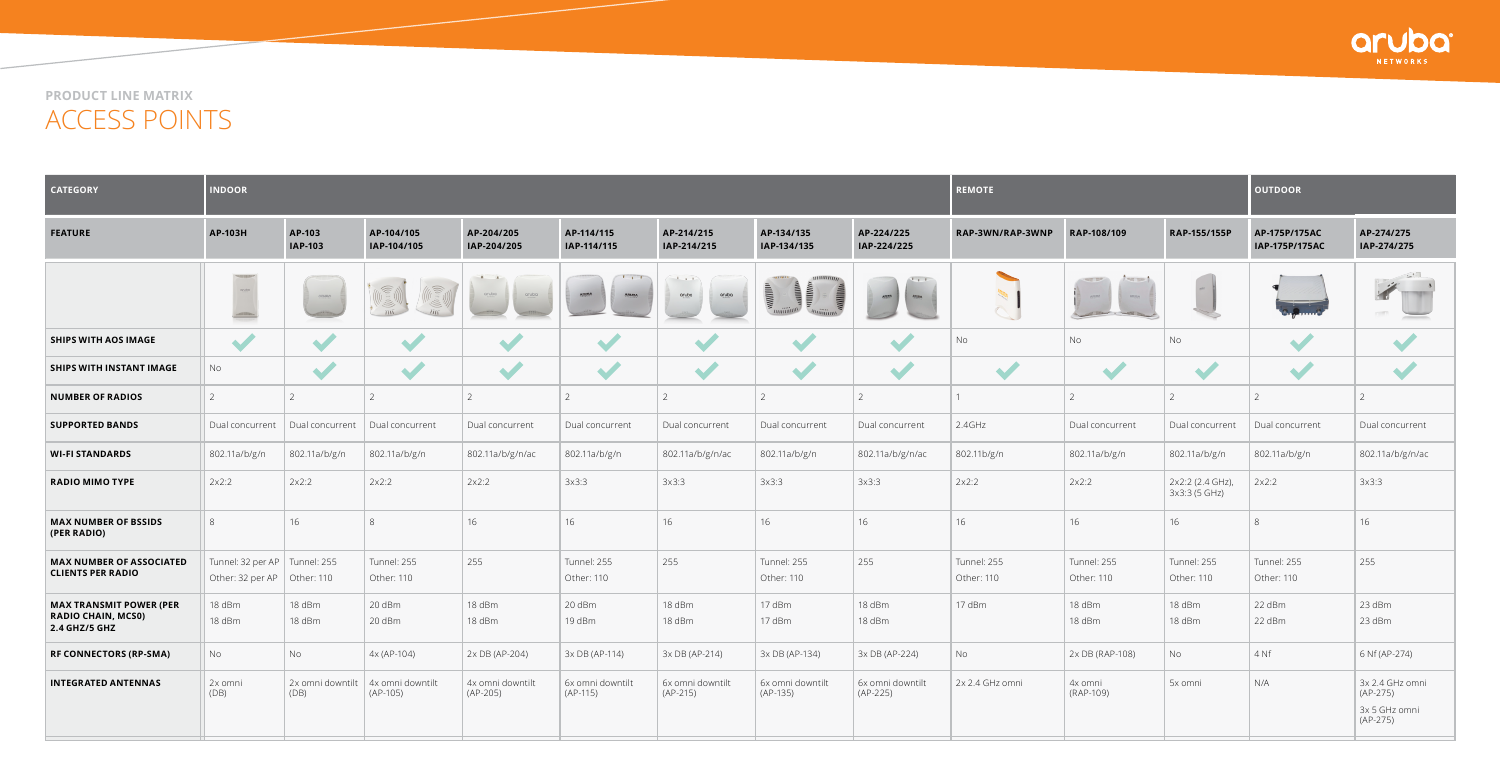**PRODUCT LINE MATRIX**

# ACCESS POINTS

| CATEGORY | INDOOR | | | | | | | | REMOTE | | | OUTDOOR | |
|---|---|---|---|---|---|---|---|---|---|---|---|---|---|
| **FEATURE** | **AP-103H** | **AP-103 IAP-103** | **AP-104/105 IAP-104/105** | **AP-204/205 IAP-204/205** | **AP-114/115 IAP-114/115** | **AP-214/215 IAP-214/215** | **AP-134/135 IAP-134/135** | **AP-224/225 IAP-224/225** | **RAP-3WN/RAP-3WNP** | **RAP-108/109** | **RAP-155/155P** | **AP-175P/175AC IAP-175P/175AC** | **AP-274/275 IAP-274/275** |
| | | | | | | | | | | | | | |
| **SHIPS WITH AOS IMAGE** | ✓ | ✓ | ✓ | ✓ | ✓ | ✓ | ✓ | ✓ | No | No | No | ✓ | ✓ |
| **SHIPS WITH INSTANT IMAGE** | No | ✓ | ✓ | ✓ | ✓ | ✓ | ✓ | ✓ | ✓ | ✓ | ✓ | ✓ | ✓ |
| **NUMBER OF RADIOS** | 2 | 2 | 2 | 2 | 2 | 2 | 2 | 2 | 1 | 2 | 2 | 2 | 2 |
| **SUPPORTED BANDS** | Dual concurrent | Dual concurrent | Dual concurrent | Dual concurrent | Dual concurrent | Dual concurrent | Dual concurrent | Dual concurrent | 2.4GHz | Dual concurrent | Dual concurrent | Dual concurrent | Dual concurrent |
| **WI-FI STANDARDS** | 802.11a/b/g/n | 802.11a/b/g/n | 802.11a/b/g/n | 802.11a/b/g/n/ac | 802.11a/b/g/n | 802.11a/b/g/n/ac | 802.11a/b/g/n | 802.11a/b/g/n/ac | 802.11b/g/n | 802.11a/b/g/n | 802.11a/b/g/n | 802.11a/b/g/n | 802.11a/b/g/n/ac |
| **RADIO MIMO TYPE** | 2x2:2 | 2x2:2 | 2x2:2 | 2x2:2 | 3x3:3 | 3x3:3 | 3x3:3 | 3x3:3 | 2x2:2 | 2x2:2 | 2x2:2 (2.4 GHz), 3x3:3 (5 GHz) | 2x2:2 | 3x3:3 |
| **MAX NUMBER OF BSSIDS (PER RADIO)** | 8 | 16 | 8 | 16 | 16 | 16 | 16 | 16 | 16 | 16 | 16 | 8 | 16 |
| **MAX NUMBER OF ASSOCIATED CLIENTS PER RADIO** | Tunnel: 32 per AP Other: 32 per AP | Tunnel: 255 Other: 110 | Tunnel: 255 Other: 110 | 255 | Tunnel: 255 Other: 110 | 255 | Tunnel: 255 Other: 110 | 255 | Tunnel: 255 Other: 110 | Tunnel: 255 Other: 110 | Tunnel: 255 Other: 110 | Tunnel: 255 Other: 110 | 255 |
| **MAX TRANSMIT POWER (PER RADIO CHAIN, MCS0) 2.4 GHZ/5 GHZ** | 18 dBm 18 dBm | 18 dBm 18 dBm | 20 dBm 20 dBm | 18 dBm 18 dBm | 20 dBm 19 dBm | 18 dBm 18 dBm | 17 dBm 17 dBm | 18 dBm 18 dBm | 17 dBm | 18 dBm 18 dBm | 18 dBm 18 dBm | 22 dBm 22 dBm | 23 dBm 23 dBm |
| **RF CONNECTORS (RP-SMA)** | No | No | 4x (AP-104) | 2x DB (AP-204) | 3x DB (AP-114) | 3x DB (AP-214) | 3x DB (AP-134) | 3x DB (AP-224) | No | 2x DB (RAP-108) | No | 4 Nf | 6 Nf (AP-274) |
| **INTEGRATED ANTENNAS** | 2x omni (DB) | 2x omni downtilt (DB) | 4x omni downtilt (AP-105) | 4x omni downtilt (AP-205) | 6x omni downtilt (AP-115) | 6x omni downtilt (AP-215) | 6x omni downtilt (AP-135) | 6x omni downtilt (AP-225) | 2x 2.4 GHz omni | 4x omni (RAP-109) | 5x omni | N/A | 3x 2.4 GHz omni (AP-275) 3x 5 GHz omni (AP-275) |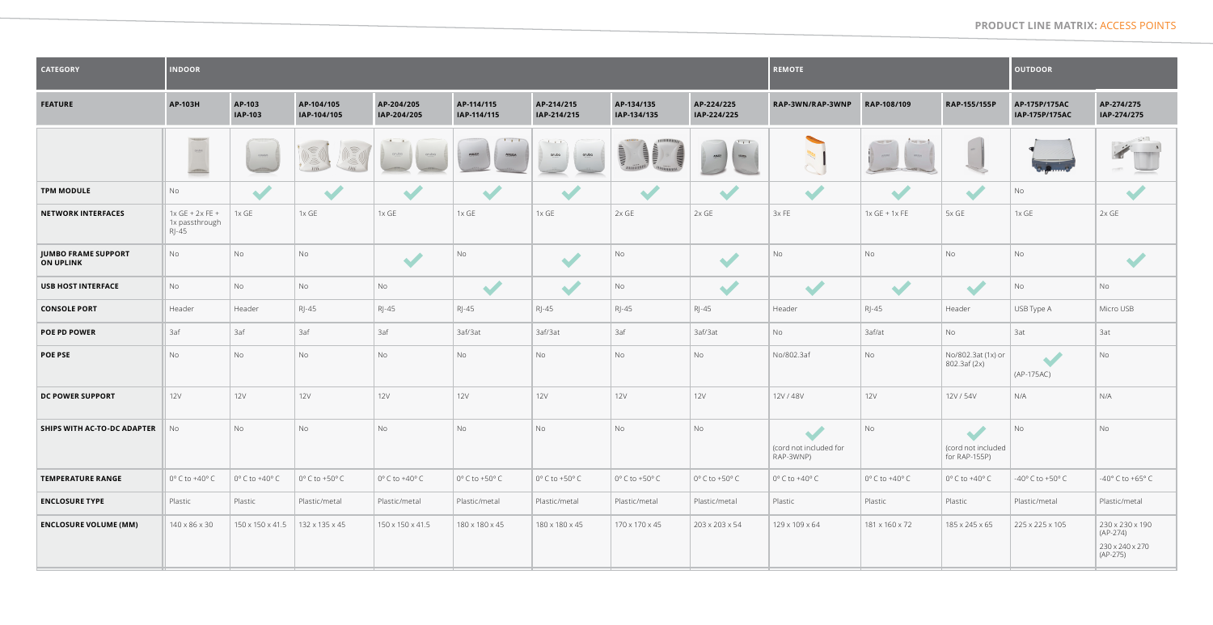## PRODUCT LINE MATRIX: ACCESS POINTS

| CATEGORY | INDOOR | | | | | | | | REMOTE | | | OUTDOOR | |
|---|---|---|---|---|---|---|---|---|---|---|---|---|---|
| **FEATURE** | **AP-103H** | **AP-103 IAP-103** | **AP-104/105 IAP-104/105** | **AP-204/205 IAP-204/205** | **AP-114/115 IAP-114/115** | **AP-214/215 IAP-214/215** | **AP-134/135 IAP-134/135** | **AP-224/225 IAP-224/225** | **RAP-3WN/RAP-3WNP** | **RAP-108/109** | **RAP-155/155P** | **AP-175P/175AC IAP-175P/175AC** | **AP-274/275 IAP-274/275** |
| **TPM MODULE** | No | ✓ | ✓ | ✓ | ✓ | ✓ | ✓ | ✓ | ✓ | ✓ | ✓ | No | ✓ |
| **NETWORK INTERFACES** | 1x GE + 2x FE + 1x passthrough RJ-45 | 1x GE | 1x GE | 1x GE | 1x GE | 1x GE | 2x GE | 2x GE | 3x FE | 1x GE + 1x FE | 5x GE | 1x GE | 2x GE |
| **JUMBO FRAME SUPPORT ON UPLINK** | No | No | No | ✓ | No | ✓ | No | ✓ | No | No | No | No | ✓ |
| **USB HOST INTERFACE** | No | No | No | No | ✓ | ✓ | No | ✓ | ✓ | ✓ | ✓ | No | No |
| **CONSOLE PORT** | Header | Header | RJ-45 | RJ-45 | RJ-45 | RJ-45 | RJ-45 | RJ-45 | Header | RJ-45 | Header | USB Type A | Micro USB |
| **POE PD POWER** | 3af | 3af | 3af | 3af | 3af/3at | 3af/3at | 3af | 3af/3at | No | 3af/at | No | 3at | 3at |
| **POE PSE** | No | No | No | No | No | No | No | No | No/802.3af | No | No/802.3at (1x) or 802.3af (2x) | ✓ (AP-175AC) | No |
| **DC POWER SUPPORT** | 12V | 12V | 12V | 12V | 12V | 12V | 12V | 12V | 12V / 48V | 12V | 12V / 54V | N/A | N/A |
| **SHIPS WITH AC-TO-DC ADAPTER** | No | No | No | No | No | No | No | No | ✓ (cord not included for RAP-3WNP) | No | ✓ (cord not included for RAP-155P) | No | No |
| **TEMPERATURE RANGE** | 0° C to +40° C | 0° C to +40° C | 0° C to +50° C | 0° C to +40° C | 0° C to +50° C | 0° C to +50° C | 0° C to +50° C | 0° C to +50° C | 0° C to +40° C | 0° C to +40° C | 0° C to +40° C | -40° C to +50° C | -40° C to +65° C |
| **ENCLOSURE TYPE** | Plastic | Plastic | Plastic/metal | Plastic/metal | Plastic/metal | Plastic/metal | Plastic/metal | Plastic/metal | Plastic | Plastic | Plastic | Plastic/metal | Plastic/metal |
| **ENCLOSURE VOLUME (MM)** | 140 x 86 x 30 | 150 x 150 x 41.5 | 132 x 135 x 45 | 150 x 150 x 41.5 | 180 x 180 x 45 | 180 x 180 x 45 | 170 x 170 x 45 | 203 x 203 x 54 | 129 x 109 x 64 | 181 x 160 x 72 | 185 x 245 x 65 | 225 x 225 x 105 | 230 x 230 x 190 (AP-274) 230 x 240 x 270 (AP-275) |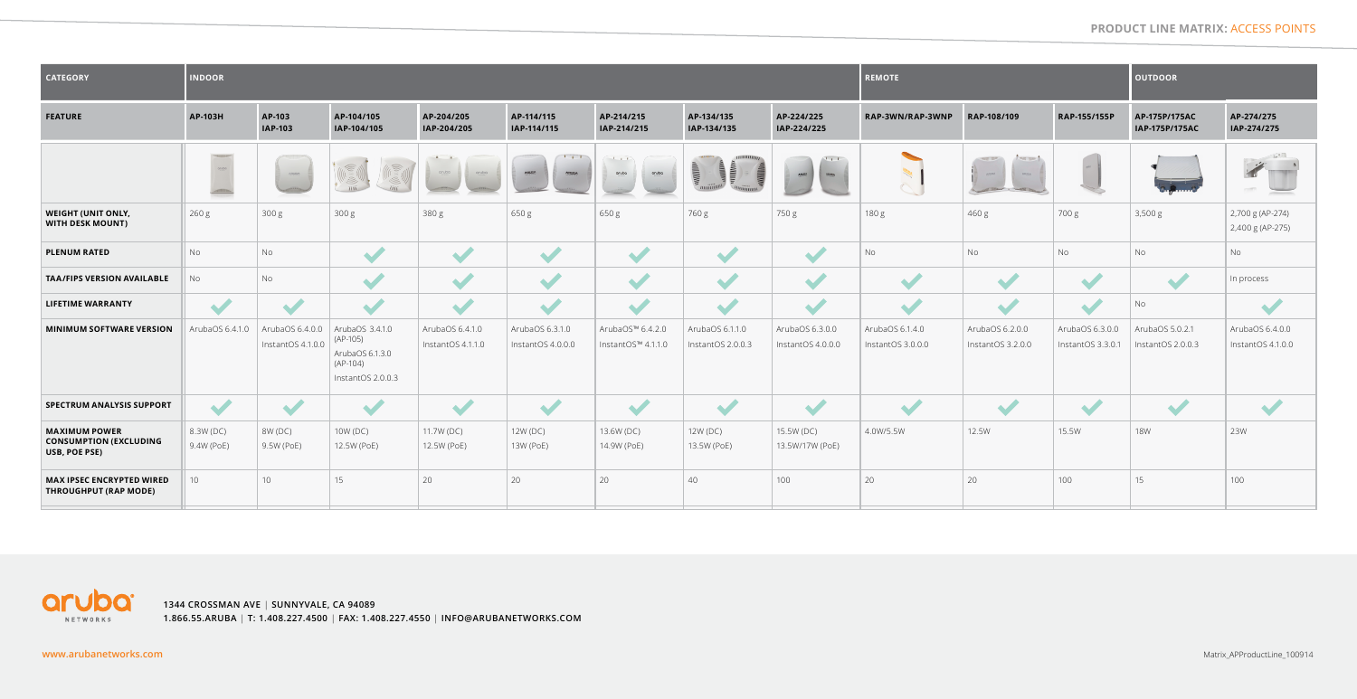## PRODUCT LINE MATRIX: ACCESS POINTS

| CATEGORY | INDOOR | | | | | | | | REMOTE | | | OUTDOOR | |
|---|---|---|---|---|---|---|---|---|---|---|---|---|---|
| **FEATURE** | **AP-103H** | **AP-103 IAP-103** | **AP-104/105 IAP-104/105** | **AP-204/205 IAP-204/205** | **AP-114/115 IAP-114/115** | **AP-214/215 IAP-214/215** | **AP-134/135 IAP-134/135** | **AP-224/225 IAP-224/225** | **RAP-3WN/RAP-3WNP** | **RAP-108/109** | **RAP-155/155P** | **AP-175P/175AC IAP-175P/175AC** | **AP-274/275 IAP-274/275** |
| | | | | | | | | | | | | | |
| **WEIGHT (UNIT ONLY, WITH DESK MOUNT)** | 260 g | 300 g | 300 g | 380 g | 650 g | 650 g | 760 g | 750 g | 180 g | 460 g | 700 g | 3,500 g | 2,700 g (AP-274) 2,400 g (AP-275) |
| **PLENUM RATED** | No | No | ✓ | ✓ | ✓ | ✓ | ✓ | ✓ | No | No | No | No | No |
| **TAA/FIPS VERSION AVAILABLE** | No | No | ✓ | ✓ | ✓ | ✓ | ✓ | ✓ | ✓ | ✓ | ✓ | ✓ | In process |
| **LIFETIME WARRANTY** | ✓ | ✓ | ✓ | ✓ | ✓ | ✓ | ✓ | ✓ | ✓ | ✓ | ✓ | No | ✓ |
| **MINIMUM SOFTWARE VERSION** | ArubaOS 6.4.1.0 | ArubaOS 6.4.0.0 InstantOS 4.1.0.0 | ArubaOS 3.4.1.0 (AP-105) ArubaOS 6.1.3.0 (AP-104) InstantOS 2.0.0.3 | ArubaOS 6.4.1.0 InstantOS 4.1.1.0 | ArubaOS 6.3.1.0 InstantOS 4.0.0.0 | ArubaOS™ 6.4.2.0 InstantOS™ 4.1.1.0 | ArubaOS 6.1.1.0 InstantOS 2.0.0.3 | ArubaOS 6.3.0.0 InstantOS 4.0.0.0 | ArubaOS 6.1.4.0 InstantOS 3.0.0.0 | ArubaOS 6.2.0.0 InstantOS 3.2.0.0 | ArubaOS 6.3.0.0 InstantOS 3.3.0.1 | ArubaOS 5.0.2.1 InstantOS 2.0.0.3 | ArubaOS 6.4.0.0 InstantOS 4.1.0.0 |
| **SPECTRUM ANALYSIS SUPPORT** | ✓ | ✓ | ✓ | ✓ | ✓ | ✓ | ✓ | ✓ | ✓ | ✓ | ✓ | ✓ | ✓ |
| **MAXIMUM POWER CONSUMPTION (EXCLUDING USB, POE PSE)** | 8.3W (DC) 9.4W (PoE) | 8W (DC) 9.5W (PoE) | 10W (DC) 12.5W (PoE) | 11.7W (DC) 12.5W (PoE) | 12W (DC) 13W (PoE) | 13.6W (DC) 14.9W (PoE) | 12W (DC) 13.5W (PoE) | 15.5W (DC) 13.5W/17W (PoE) | 4.0W/5.5W | 12.5W | 15.5W | 18W | 23W |
| **MAX IPSEC ENCRYPTED WIRED THROUGHPUT (RAP MODE)** | 10 | 10 | 15 | 20 | 20 | 20 | 40 | 100 | 20 | 20 | 100 | 15 | 100 |

aruba NETWORKS

1344 CROSSMAN AVE | SUNNYVALE, CA 94089
1.866.55.ARUBA | T: 1.408.227.4500 | FAX: 1.408.227.4550 | INFO@ARUBANETWORKS.COM

www.arubanetworks.com

Matrix_APProductLine_100914